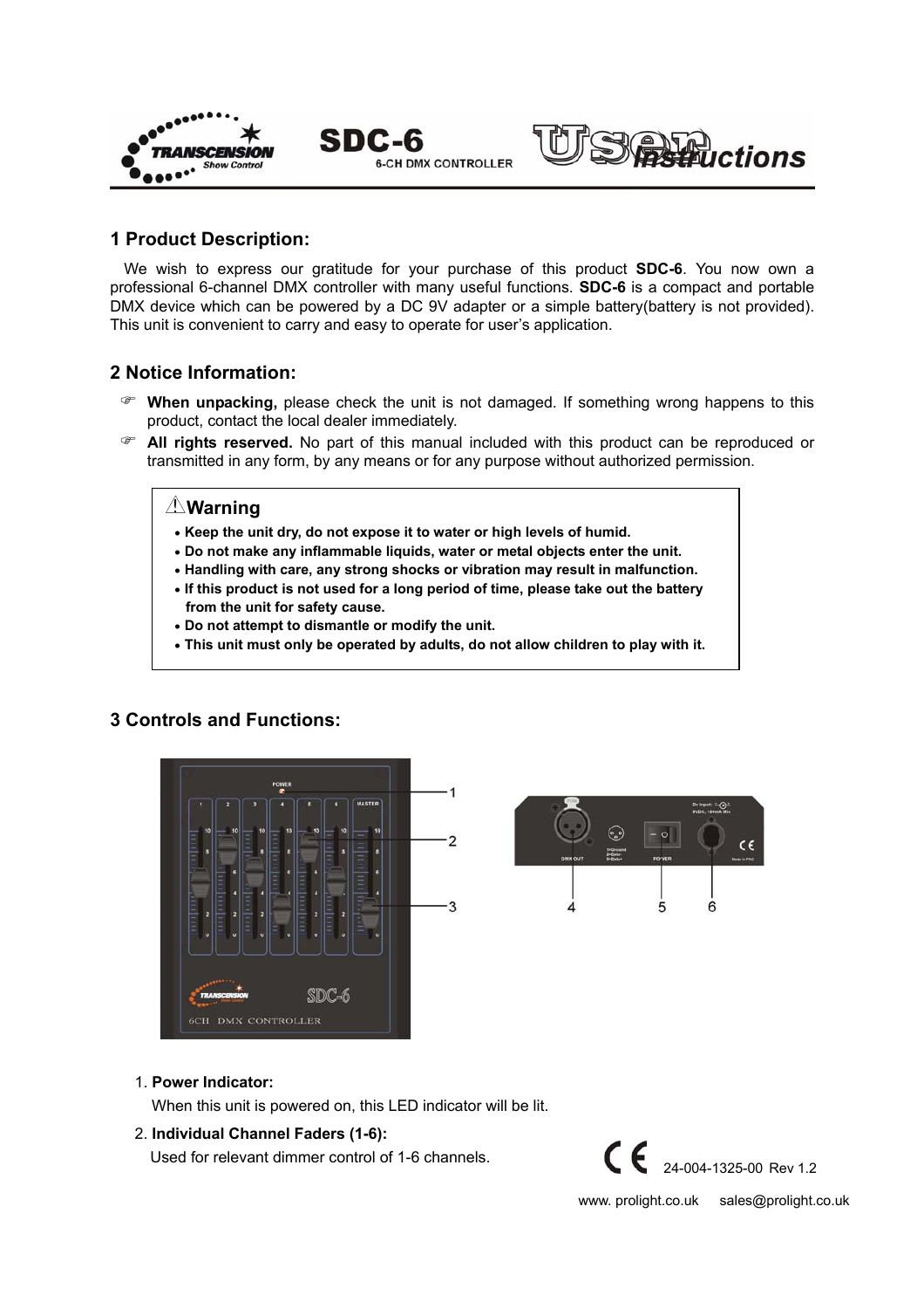# SDC-6

6-CH DMX CONTROLLER

User Instructions

## 1 Product Description:

We wish to express our gratitude for your purchase of this product **SDC-6**. You now own a professional 6-channel DMX controller with many useful functions. **SDC-6** is a compact and portable DMX device which can be powered by a DC 9V adapter or a simple battery(battery is not provided). This unit is convenient to carry and easy to operate for user's application.

## 2 Notice Information:

- **When unpacking,** please check the unit is not damaged. If something wrong happens to this product, contact the local dealer immediately.
- **All rights reserved.** No part of this manual included with this product can be reproduced or transmitted in any form, by any means or for any purpose without authorized permission.

> ### ⚠Warning
> - **Keep the unit dry, do not expose it to water or high levels of humid.**
> - **Do not make any inflammable liquids, water or metal objects enter the unit.**
> - **Handling with care, any strong shocks or vibration may result in malfunction.**
> - **If this product is not used for a long period of time, please take out the battery from the unit for safety cause.**
> - **Do not attempt to dismantle or modify the unit.**
> - **This unit must only be operated by adults, do not allow children to play with it.**

## 3 Controls and Functions:

1. **Power Indicator:**
   When this unit is powered on, this LED indicator will be lit.
2. **Individual Channel Faders (1-6):**
   Used for relevant dimmer control of 1-6 channels.

24-004-1325-00 Rev 1.2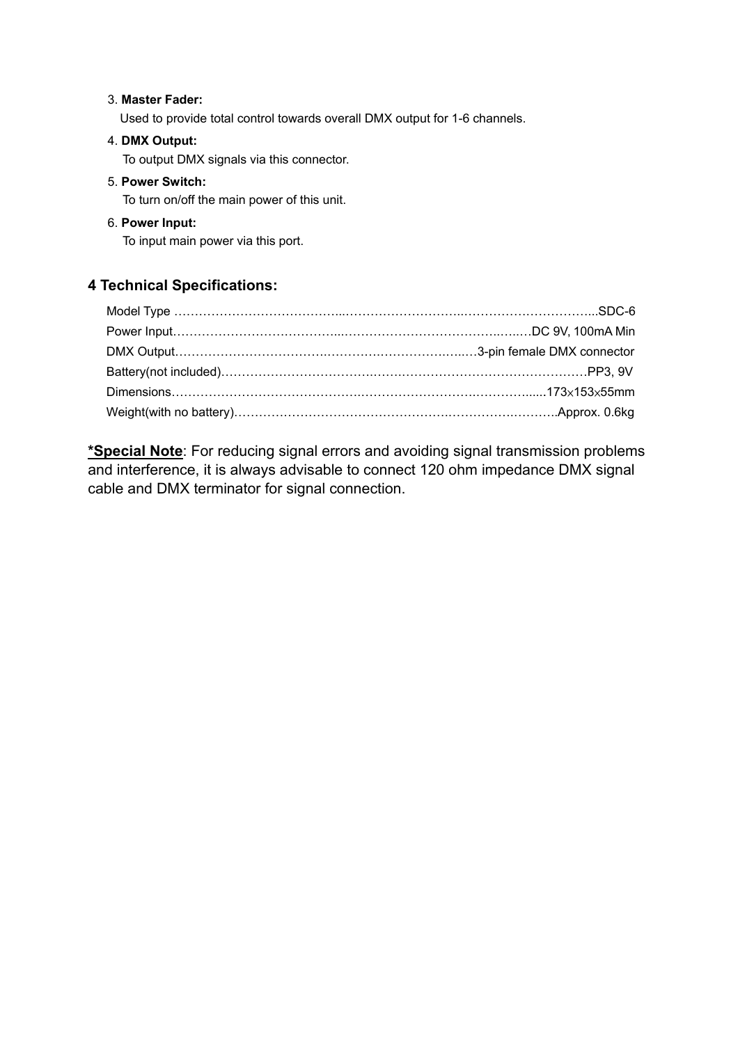3. **Master Fader:**
   Used to provide total control towards overall DMX output for 1-6 channels.

4. **DMX Output:**
   To output DMX signals via this connector.

5. **Power Switch:**
   To turn on/off the main power of this unit.

6. **Power Input:**
   To input main power via this port.

## 4 Technical Specifications:

| | |
|---|---|
| Model Type | SDC-6 |
| Power Input | DC 9V, 100mA Min |
| DMX Output | 3-pin female DMX connector |
| Battery(not included) | PP3, 9V |
| Dimensions | 173×153×55mm |
| Weight(with no battery) | Approx. 0.6kg |

**<u>*Special Note</u>**: For reducing signal errors and avoiding signal transmission problems and interference, it is always advisable to connect 120 ohm impedance DMX signal cable and DMX terminator for signal connection.